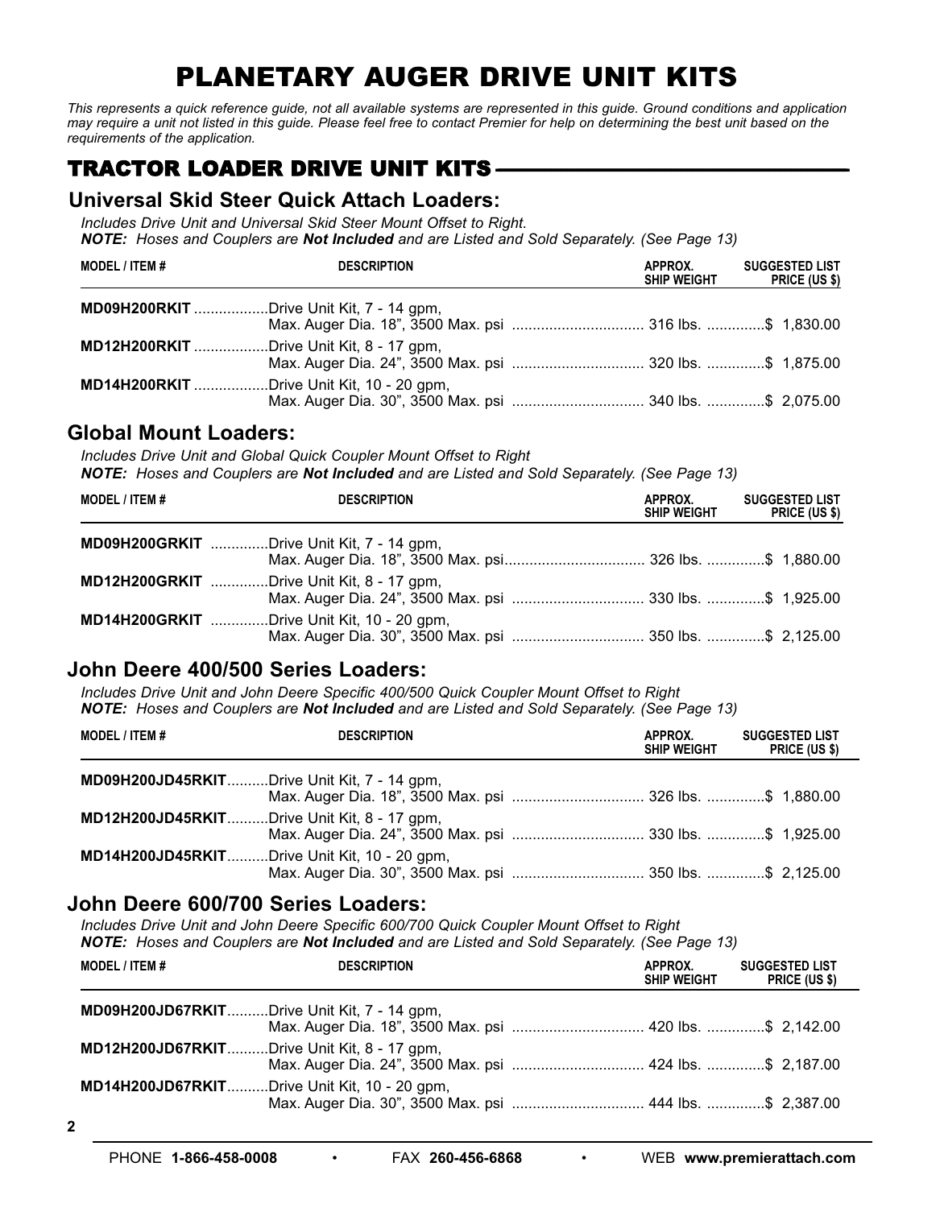# PLANETARY AUGER DRIVE UNIT KITS

*This represents a quick reference guide, not all available systems are represented in this guide. Ground conditions and application may require a unit not listed in this guide. Please feel free to contact Premier for help on determining the best unit based on the requirements of the application.*

## TRACTOR LOADER DRIVE UNIT KITS

### Universal Skid Steer Quick Attach Loaders:

*Includes Drive Unit and Universal Skid Steer Mount Offset to Right.*
***NOTE:** Hoses and Couplers are **Not Included** and are Listed and Sold Separately. (See Page 13)*

| MODEL / ITEM # | DESCRIPTION | APPROX. SHIP WEIGHT | SUGGESTED LIST PRICE (US $) |
|---|---|---|---|
| **MD09H200RKIT** | Drive Unit Kit, 7 - 14 gpm, Max. Auger Dia. 18", 3500 Max. psi | 316 lbs. | $ 1,830.00 |
| **MD12H200RKIT** | Drive Unit Kit, 8 - 17 gpm, Max. Auger Dia. 24", 3500 Max. psi | 320 lbs. | $ 1,875.00 |
| **MD14H200RKIT** | Drive Unit Kit, 10 - 20 gpm, Max. Auger Dia. 30", 3500 Max. psi | 340 lbs. | $ 2,075.00 |

### Global Mount Loaders:

*Includes Drive Unit and Global Quick Coupler Mount Offset to Right*
***NOTE:** Hoses and Couplers are **Not Included** and are Listed and Sold Separately. (See Page 13)*

| MODEL / ITEM # | DESCRIPTION | APPROX. SHIP WEIGHT | SUGGESTED LIST PRICE (US $) |
|---|---|---|---|
| **MD09H200GRKIT** | Drive Unit Kit, 7 - 14 gpm, Max. Auger Dia. 18", 3500 Max. psi | 326 lbs. | $ 1,880.00 |
| **MD12H200GRKIT** | Drive Unit Kit, 8 - 17 gpm, Max. Auger Dia. 24", 3500 Max. psi | 330 lbs. | $ 1,925.00 |
| **MD14H200GRKIT** | Drive Unit Kit, 10 - 20 gpm, Max. Auger Dia. 30", 3500 Max. psi | 350 lbs. | $ 2,125.00 |

### John Deere 400/500 Series Loaders:

*Includes Drive Unit and John Deere Specific 400/500 Quick Coupler Mount Offset to Right*
***NOTE:** Hoses and Couplers are **Not Included** and are Listed and Sold Separately. (See Page 13)*

| MODEL / ITEM # | DESCRIPTION | APPROX. SHIP WEIGHT | SUGGESTED LIST PRICE (US $) |
|---|---|---|---|
| **MD09H200JD45RKIT** | Drive Unit Kit, 7 - 14 gpm, Max. Auger Dia. 18", 3500 Max. psi | 326 lbs. | $ 1,880.00 |
| **MD12H200JD45RKIT** | Drive Unit Kit, 8 - 17 gpm, Max. Auger Dia. 24", 3500 Max. psi | 330 lbs. | $ 1,925.00 |
| **MD14H200JD45RKIT** | Drive Unit Kit, 10 - 20 gpm, Max. Auger Dia. 30", 3500 Max. psi | 350 lbs. | $ 2,125.00 |

### John Deere 600/700 Series Loaders:

*Includes Drive Unit and John Deere Specific 600/700 Quick Coupler Mount Offset to Right*
***NOTE:** Hoses and Couplers are **Not Included** and are Listed and Sold Separately. (See Page 13)*

| MODEL / ITEM # | DESCRIPTION | APPROX. SHIP WEIGHT | SUGGESTED LIST PRICE (US $) |
|---|---|---|---|
| **MD09H200JD67RKIT** | Drive Unit Kit, 7 - 14 gpm, Max. Auger Dia. 18", 3500 Max. psi | 420 lbs. | $ 2,142.00 |
| **MD12H200JD67RKIT** | Drive Unit Kit, 8 - 17 gpm, Max. Auger Dia. 24", 3500 Max. psi | 424 lbs. | $ 2,187.00 |
| **MD14H200JD67RKIT** | Drive Unit Kit, 10 - 20 gpm, Max. Auger Dia. 30", 3500 Max. psi | 444 lbs. | $ 2,387.00 |

PHONE **1-866-458-0008** • FAX **260-456-6868** • WEB **www.premierattach.com**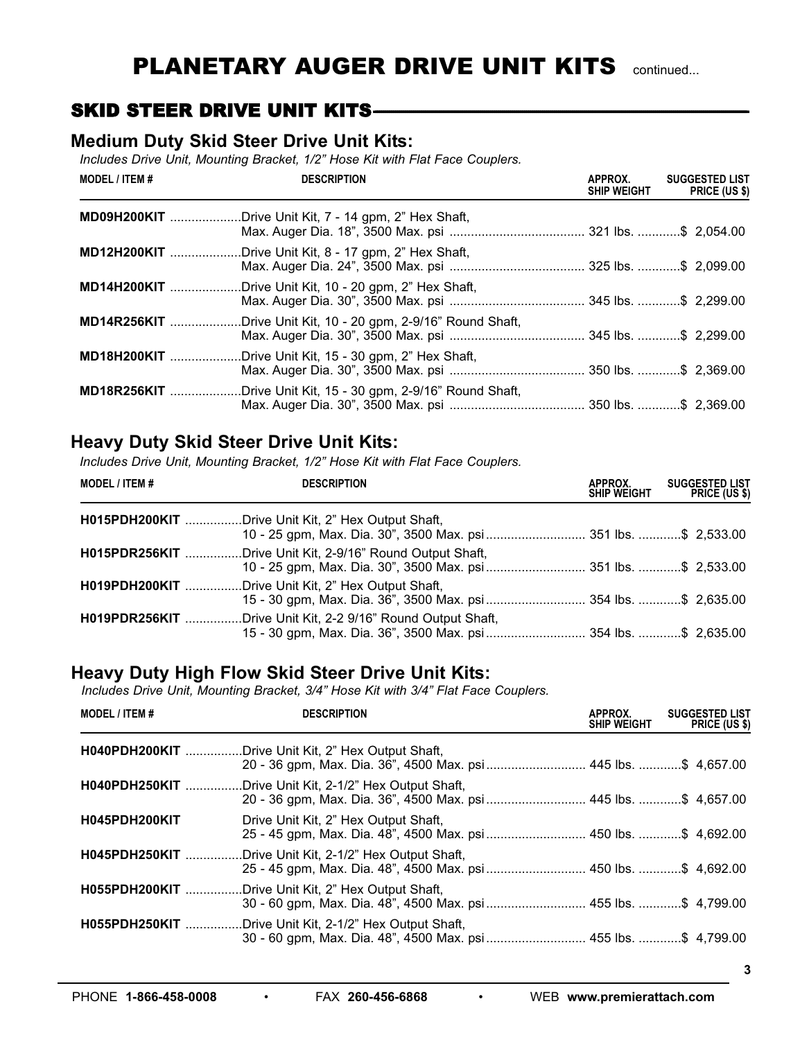# PLANETARY AUGER DRIVE UNIT KITS continued...

## SKID STEER DRIVE UNIT KITS

### Medium Duty Skid Steer Drive Unit Kits:

*Includes Drive Unit, Mounting Bracket, 1/2" Hose Kit with Flat Face Couplers.*

| MODEL / ITEM # | DESCRIPTION | APPROX. SHIP WEIGHT | SUGGESTED LIST PRICE (US $) |
|---|---|---|---|
| **MD09H200KIT** | Drive Unit Kit, 7 - 14 gpm, 2" Hex Shaft, Max. Auger Dia. 18", 3500 Max. psi | 321 lbs. | $ 2,054.00 |
| **MD12H200KIT** | Drive Unit Kit, 8 - 17 gpm, 2" Hex Shaft, Max. Auger Dia. 24", 3500 Max. psi | 325 lbs. | $ 2,099.00 |
| **MD14H200KIT** | Drive Unit Kit, 10 - 20 gpm, 2" Hex Shaft, Max. Auger Dia. 30", 3500 Max. psi | 345 lbs. | $ 2,299.00 |
| **MD14R256KIT** | Drive Unit Kit, 10 - 20 gpm, 2-9/16" Round Shaft, Max. Auger Dia. 30", 3500 Max. psi | 345 lbs. | $ 2,299.00 |
| **MD18H200KIT** | Drive Unit Kit, 15 - 30 gpm, 2" Hex Shaft, Max. Auger Dia. 30", 3500 Max. psi | 350 lbs. | $ 2,369.00 |
| **MD18R256KIT** | Drive Unit Kit, 15 - 30 gpm, 2-9/16" Round Shaft, Max. Auger Dia. 30", 3500 Max. psi | 350 lbs. | $ 2,369.00 |

### Heavy Duty Skid Steer Drive Unit Kits:

*Includes Drive Unit, Mounting Bracket, 1/2" Hose Kit with Flat Face Couplers.*

| MODEL / ITEM # | DESCRIPTION | APPROX. SHIP WEIGHT | SUGGESTED LIST PRICE (US $) |
|---|---|---|---|
| **H015PDH200KIT** | Drive Unit Kit, 2" Hex Output Shaft, 10 - 25 gpm, Max. Dia. 30", 3500 Max. psi | 351 lbs. | $ 2,533.00 |
| **H015PDR256KIT** | Drive Unit Kit, 2-9/16" Round Output Shaft, 10 - 25 gpm, Max. Dia. 30", 3500 Max. psi | 351 lbs. | $ 2,533.00 |
| **H019PDH200KIT** | Drive Unit Kit, 2" Hex Output Shaft, 15 - 30 gpm, Max. Dia. 36", 3500 Max. psi | 354 lbs. | $ 2,635.00 |
| **H019PDR256KIT** | Drive Unit Kit, 2-2 9/16" Round Output Shaft, 15 - 30 gpm, Max. Dia. 36", 3500 Max. psi | 354 lbs. | $ 2,635.00 |

### Heavy Duty High Flow Skid Steer Drive Unit Kits:

*Includes Drive Unit, Mounting Bracket, 3/4" Hose Kit with 3/4" Flat Face Couplers.*

| MODEL / ITEM # | DESCRIPTION | APPROX. SHIP WEIGHT | SUGGESTED LIST PRICE (US $) |
|---|---|---|---|
| **H040PDH200KIT** | Drive Unit Kit, 2" Hex Output Shaft, 20 - 36 gpm, Max. Dia. 36", 4500 Max. psi | 445 lbs. | $ 4,657.00 |
| **H040PDH250KIT** | Drive Unit Kit, 2-1/2" Hex Output Shaft, 20 - 36 gpm, Max. Dia. 36", 4500 Max. psi | 445 lbs. | $ 4,657.00 |
| **H045PDH200KIT** | Drive Unit Kit, 2" Hex Output Shaft, 25 - 45 gpm, Max. Dia. 48", 4500 Max. psi | 450 lbs. | $ 4,692.00 |
| **H045PDH250KIT** | Drive Unit Kit, 2-1/2" Hex Output Shaft, 25 - 45 gpm, Max. Dia. 48", 4500 Max. psi | 450 lbs. | $ 4,692.00 |
| **H055PDH200KIT** | Drive Unit Kit, 2" Hex Output Shaft, 30 - 60 gpm, Max. Dia. 48", 4500 Max. psi | 455 lbs. | $ 4,799.00 |
| **H055PDH250KIT** | Drive Unit Kit, 2-1/2" Hex Output Shaft, 30 - 60 gpm, Max. Dia. 48", 4500 Max. psi | 455 lbs. | $ 4,799.00 |

PHONE **1-866-458-0008** • FAX **260-456-6868** • WEB **www.premierattach.com**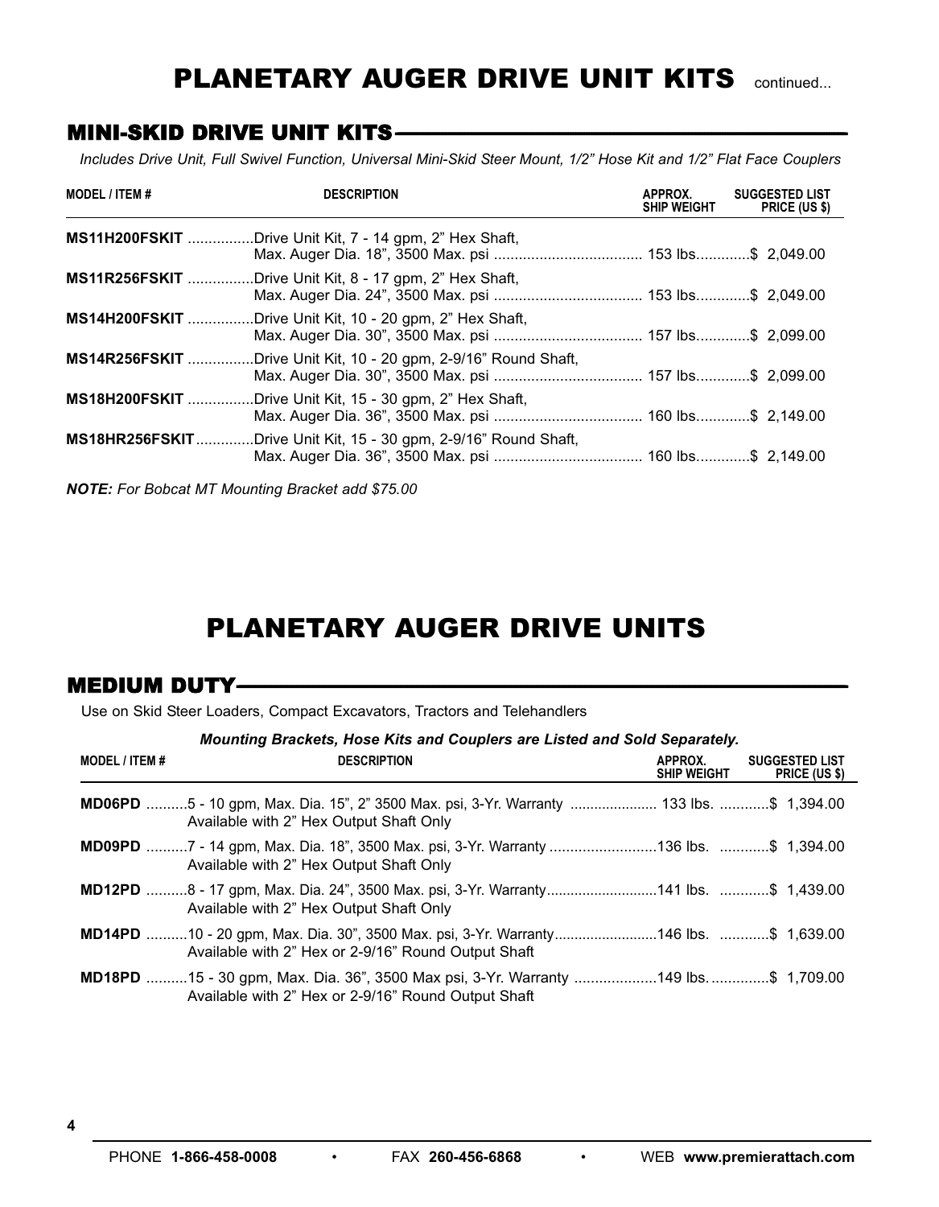# PLANETARY AUGER DRIVE UNIT KITS continued...

## MINI-SKID DRIVE UNIT KITS

*Includes Drive Unit, Full Swivel Function, Universal Mini-Skid Steer Mount, 1/2" Hose Kit and 1/2" Flat Face Couplers*

| MODEL / ITEM # | DESCRIPTION | APPROX. SHIP WEIGHT | SUGGESTED LIST PRICE (US $) |
|---|---|---|---|
| **MS11H200FSKIT** | Drive Unit Kit, 7 - 14 gpm, 2" Hex Shaft, Max. Auger Dia. 18", 3500 Max. psi | 153 lbs. | $ 2,049.00 |
| **MS11R256FSKIT** | Drive Unit Kit, 8 - 17 gpm, 2" Hex Shaft, Max. Auger Dia. 24", 3500 Max. psi | 153 lbs. | $ 2,049.00 |
| **MS14H200FSKIT** | Drive Unit Kit, 10 - 20 gpm, 2" Hex Shaft, Max. Auger Dia. 30", 3500 Max. psi | 157 lbs. | $ 2,099.00 |
| **MS14R256FSKIT** | Drive Unit Kit, 10 - 20 gpm, 2-9/16" Round Shaft, Max. Auger Dia. 30", 3500 Max. psi | 157 lbs. | $ 2,099.00 |
| **MS18H200FSKIT** | Drive Unit Kit, 15 - 30 gpm, 2" Hex Shaft, Max. Auger Dia. 36", 3500 Max. psi | 160 lbs. | $ 2,149.00 |
| **MS18HR256FSKIT** | Drive Unit Kit, 15 - 30 gpm, 2-9/16" Round Shaft, Max. Auger Dia. 36", 3500 Max. psi | 160 lbs. | $ 2,149.00 |

***NOTE:*** *For Bobcat MT Mounting Bracket add $75.00*

# PLANETARY AUGER DRIVE UNITS

## MEDIUM DUTY

Use on Skid Steer Loaders, Compact Excavators, Tractors and Telehandlers

***Mounting Brackets, Hose Kits and Couplers are Listed and Sold Separately.***

| MODEL / ITEM # | DESCRIPTION | APPROX. SHIP WEIGHT | SUGGESTED LIST PRICE (US $) |
|---|---|---|---|
| **MD06PD** | 5 - 10 gpm, Max. Dia. 15", 2" 3500 Max. psi, 3-Yr. Warranty<br>Available with 2" Hex Output Shaft Only | 133 lbs. | $ 1,394.00 |
| **MD09PD** | 7 - 14 gpm, Max. Dia. 18", 3500 Max. psi, 3-Yr. Warranty<br>Available with 2" Hex Output Shaft Only | 136 lbs. | $ 1,394.00 |
| **MD12PD** | 8 - 17 gpm, Max. Dia. 24", 3500 Max. psi, 3-Yr. Warranty<br>Available with 2" Hex Output Shaft Only | 141 lbs. | $ 1,439.00 |
| **MD14PD** | 10 - 20 gpm, Max. Dia. 30", 3500 Max. psi, 3-Yr. Warranty<br>Available with 2" Hex or 2-9/16" Round Output Shaft | 146 lbs. | $ 1,639.00 |
| **MD18PD** | 15 - 30 gpm, Max. Dia. 36", 3500 Max psi, 3-Yr. Warranty<br>Available with 2" Hex or 2-9/16" Round Output Shaft | 149 lbs. | $ 1,709.00 |

PHONE **1-866-458-0008** • FAX **260-456-6868** • WEB **www.premierattach.com**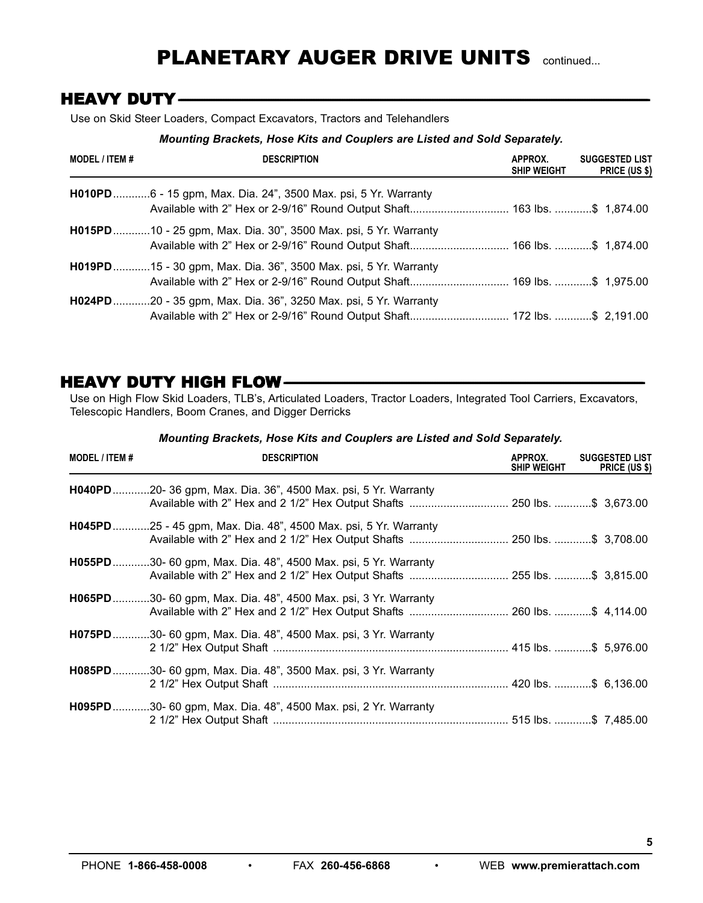# PLANETARY AUGER DRIVE UNITS continued...

## HEAVY DUTY

Use on Skid Steer Loaders, Compact Excavators, Tractors and Telehandlers

***Mounting Brackets, Hose Kits and Couplers are Listed and Sold Separately.***

| MODEL / ITEM # | DESCRIPTION | APPROX. SHIP WEIGHT | SUGGESTED LIST PRICE (US $) |
|---|---|---|---|
| **H010PD** | 6 - 15 gpm, Max. Dia. 24", 3500 Max. psi, 5 Yr. Warranty<br>Available with 2" Hex or 2-9/16" Round Output Shaft | 163 lbs. | $ 1,874.00 |
| **H015PD** | 10 - 25 gpm, Max. Dia. 30", 3500 Max. psi, 5 Yr. Warranty<br>Available with 2" Hex or 2-9/16" Round Output Shaft | 166 lbs. | $ 1,874.00 |
| **H019PD** | 15 - 30 gpm, Max. Dia. 36", 3500 Max. psi, 5 Yr. Warranty<br>Available with 2" Hex or 2-9/16" Round Output Shaft | 169 lbs. | $ 1,975.00 |
| **H024PD** | 20 - 35 gpm, Max. Dia. 36", 3250 Max. psi, 5 Yr. Warranty<br>Available with 2" Hex or 2-9/16" Round Output Shaft | 172 lbs. | $ 2,191.00 |

## HEAVY DUTY HIGH FLOW

Use on High Flow Skid Loaders, TLB's, Articulated Loaders, Tractor Loaders, Integrated Tool Carriers, Excavators, Telescopic Handlers, Boom Cranes, and Digger Derricks

***Mounting Brackets, Hose Kits and Couplers are Listed and Sold Separately.***

| MODEL / ITEM # | DESCRIPTION | APPROX. SHIP WEIGHT | SUGGESTED LIST PRICE (US $) |
|---|---|---|---|
| **H040PD** | 20- 36 gpm, Max. Dia. 36", 4500 Max. psi, 5 Yr. Warranty<br>Available with 2" Hex and 2 1/2" Hex Output Shafts | 250 lbs. | $ 3,673.00 |
| **H045PD** | 25 - 45 gpm, Max. Dia. 48", 4500 Max. psi, 5 Yr. Warranty<br>Available with 2" Hex and 2 1/2" Hex Output Shafts | 250 lbs. | $ 3,708.00 |
| **H055PD** | 30- 60 gpm, Max. Dia. 48", 4500 Max. psi, 5 Yr. Warranty<br>Available with 2" Hex and 2 1/2" Hex Output Shafts | 255 lbs. | $ 3,815.00 |
| **H065PD** | 30- 60 gpm, Max. Dia. 48", 4500 Max. psi, 3 Yr. Warranty<br>Available with 2" Hex and 2 1/2" Hex Output Shafts | 260 lbs. | $ 4,114.00 |
| **H075PD** | 30- 60 gpm, Max. Dia. 48", 4500 Max. psi, 3 Yr. Warranty<br>2 1/2" Hex Output Shaft | 415 lbs. | $ 5,976.00 |
| **H085PD** | 30- 60 gpm, Max. Dia. 48", 3500 Max. psi, 3 Yr. Warranty<br>2 1/2" Hex Output Shaft | 420 lbs. | $ 6,136.00 |
| **H095PD** | 30- 60 gpm, Max. Dia. 48", 4500 Max. psi, 2 Yr. Warranty<br>2 1/2" Hex Output Shaft | 515 lbs. | $ 7,485.00 |

PHONE **1-866-458-0008** • FAX **260-456-6868** • WEB **www.premierattach.com**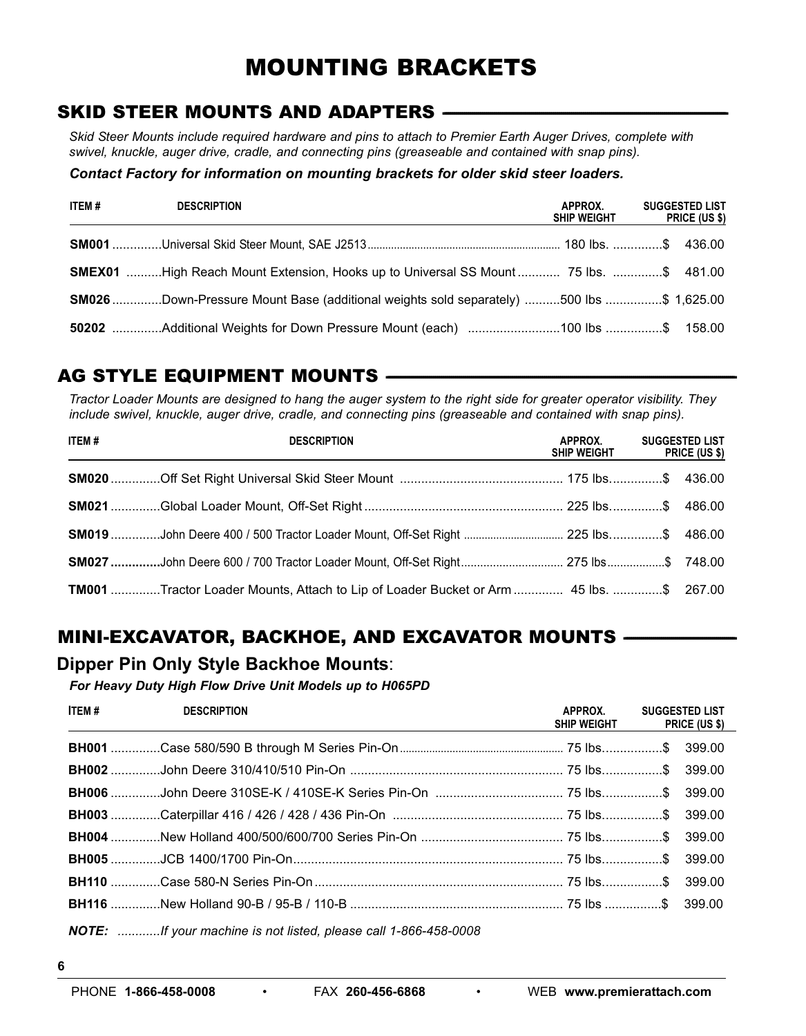# MOUNTING BRACKETS

## SKID STEER MOUNTS AND ADAPTERS

*Skid Steer Mounts include required hardware and pins to attach to Premier Earth Auger Drives, complete with swivel, knuckle, auger drive, cradle, and connecting pins (greaseable and contained with snap pins).*

***Contact Factory for information on mounting brackets for older skid steer loaders.***

| ITEM # | DESCRIPTION | APPROX. SHIP WEIGHT | SUGGESTED LIST PRICE (US $) |
|---|---|---|---|
| **SM001** | Universal Skid Steer Mount, SAE J2513 | 180 lbs. | $ 436.00 |
| **SMEX01** | High Reach Mount Extension, Hooks up to Universal SS Mount | 75 lbs. | $ 481.00 |
| **SM026** | Down-Pressure Mount Base (additional weights sold separately) | 500 lbs | $ 1,625.00 |
| **50202** | Additional Weights for Down Pressure Mount (each) | 100 lbs | $ 158.00 |

## AG STYLE EQUIPMENT MOUNTS

*Tractor Loader Mounts are designed to hang the auger system to the right side for greater operator visibility. They include swivel, knuckle, auger drive, cradle, and connecting pins (greaseable and contained with snap pins).*

| ITEM # | DESCRIPTION | APPROX. SHIP WEIGHT | SUGGESTED LIST PRICE (US $) |
|---|---|---|---|
| **SM020** | Off Set Right Universal Skid Steer Mount | 175 lbs. | $ 436.00 |
| **SM021** | Global Loader Mount, Off-Set Right | 225 lbs. | $ 486.00 |
| **SM019** | John Deere 400 / 500 Tractor Loader Mount, Off-Set Right | 225 lbs. | $ 486.00 |
| **SM027** | John Deere 600 / 700 Tractor Loader Mount, Off-Set Right | 275 lbs | $ 748.00 |
| **TM001** | Tractor Loader Mounts, Attach to Lip of Loader Bucket or Arm | 45 lbs. | $ 267.00 |

## MINI-EXCAVATOR, BACKHOE, AND EXCAVATOR MOUNTS

### Dipper Pin Only Style Backhoe Mounts:

***For Heavy Duty High Flow Drive Unit Models up to H065PD***

| ITEM # | DESCRIPTION | APPROX. SHIP WEIGHT | SUGGESTED LIST PRICE (US $) |
|---|---|---|---|
| **BH001** | Case 580/590 B through M Series Pin-On | 75 lbs. | $ 399.00 |
| **BH002** | John Deere 310/410/510 Pin-On | 75 lbs. | $ 399.00 |
| **BH006** | John Deere 310SE-K / 410SE-K Series Pin-On | 75 lbs. | $ 399.00 |
| **BH003** | Caterpillar 416 / 426 / 428 / 436 Pin-On | 75 lbs. | $ 399.00 |
| **BH004** | New Holland 400/500/600/700 Series Pin-On | 75 lbs. | $ 399.00 |
| **BH005** | JCB 1400/1700 Pin-On | 75 lbs. | $ 399.00 |
| **BH110** | Case 580-N Series Pin-On | 75 lbs. | $ 399.00 |
| **BH116** | New Holland 90-B / 95-B / 110-B | 75 lbs | $ 399.00 |

***NOTE:*** *...........If your machine is not listed, please call 1-866-458-0008*

PHONE **1-866-458-0008** • FAX **260-456-6868** • WEB **www.premierattach.com**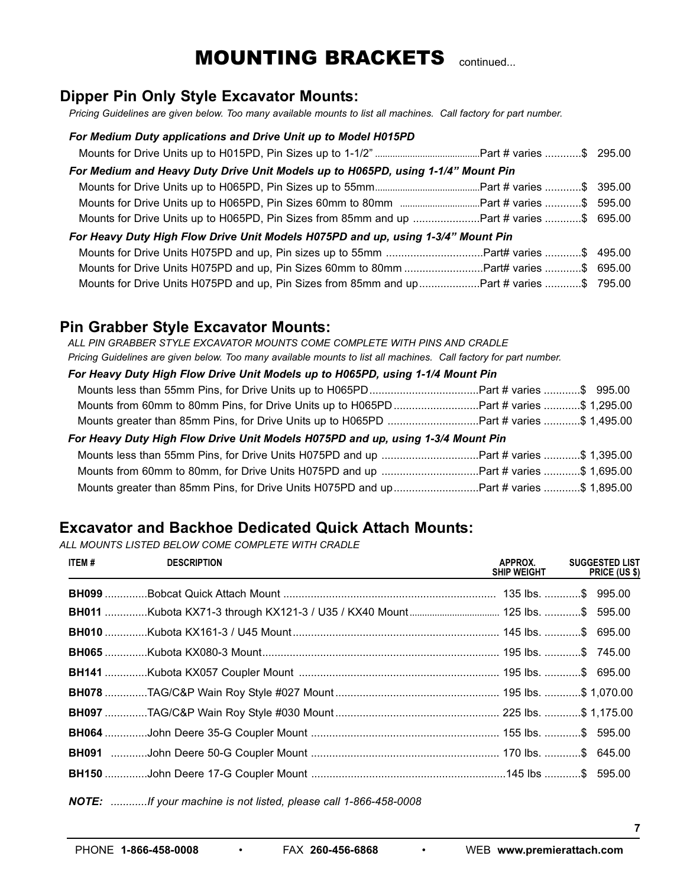# MOUNTING BRACKETS continued...

## Dipper Pin Only Style Excavator Mounts:

*Pricing Guidelines are given below. Too many available mounts to list all machines. Call factory for part number.*

***For Medium Duty applications and Drive Unit up to Model H015PD***

Mounts for Drive Units up to H015PD, Pin Sizes up to 1-1/2" ............Part # varies ............$ 295.00

***For Medium and Heavy Duty Drive Unit Models up to H065PD, using 1-1/4" Mount Pin***

Mounts for Drive Units up to H065PD, Pin Sizes up to 55mm............Part # varies ............$ 395.00

Mounts for Drive Units up to H065PD, Pin Sizes 60mm to 80mm ............Part # varies ............$ 595.00

Mounts for Drive Units up to H065PD, Pin Sizes from 85mm and up ............Part # varies ............$ 695.00

***For Heavy Duty High Flow Drive Unit Models H075PD and up, using 1-3/4" Mount Pin***

Mounts for Drive Units H075PD and up, Pin sizes up to 55mm ............Part# varies ............$ 495.00

Mounts for Drive Units H075PD and up, Pin Sizes 60mm to 80mm ............Part# varies ............$ 695.00

Mounts for Drive Units H075PD and up, Pin Sizes from 85mm and up............Part # varies ............$ 795.00

## Pin Grabber Style Excavator Mounts:

*ALL PIN GRABBER STYLE EXCAVATOR MOUNTS COME COMPLETE WITH PINS AND CRADLE*

*Pricing Guidelines are given below. Too many available mounts to list all machines. Call factory for part number.*

***For Heavy Duty High Flow Drive Unit Models up to H065PD, using 1-1/4 Mount Pin***

Mounts less than 55mm Pins, for Drive Units up to H065PD............Part # varies ............$ 995.00

Mounts from 60mm to 80mm Pins, for Drive Units up to H065PD............Part # varies ............$ 1,295.00

Mounts greater than 85mm Pins, for Drive Units up to H065PD ............Part # varies ............$ 1,495.00

***For Heavy Duty High Flow Drive Unit Models H075PD and up, using 1-3/4 Mount Pin***

Mounts less than 55mm Pins, for Drive Units H075PD and up ............Part # varies ............$ 1,395.00

Mounts from 60mm to 80mm, for Drive Units H075PD and up ............Part # varies ............$ 1,695.00

Mounts greater than 85mm Pins, for Drive Units H075PD and up............Part # varies ............$ 1,895.00

## Excavator and Backhoe Dedicated Quick Attach Mounts:

*ALL MOUNTS LISTED BELOW COME COMPLETE WITH CRADLE*

| ITEM # | DESCRIPTION | APPROX. SHIP WEIGHT | SUGGESTED LIST PRICE (US $) |
|---|---|---|---|
| **BH099** | Bobcat Quick Attach Mount | 135 lbs. | $ 995.00 |
| **BH011** | Kubota KX71-3 through KX121-3 / U35 / KX40 Mount | 125 lbs. | $ 595.00 |
| **BH010** | Kubota KX161-3 / U45 Mount | 145 lbs. | $ 695.00 |
| **BH065** | Kubota KX080-3 Mount | 195 lbs. | $ 745.00 |
| **BH141** | Kubota KX057 Coupler Mount | 195 lbs. | $ 695.00 |
| **BH078** | TAG/C&P Wain Roy Style #027 Mount | 195 lbs. | $ 1,070.00 |
| **BH097** | TAG/C&P Wain Roy Style #030 Mount | 225 lbs. | $ 1,175.00 |
| **BH064** | John Deere 35-G Coupler Mount | 155 lbs. | $ 595.00 |
| **BH091** | John Deere 50-G Coupler Mount | 170 lbs. | $ 645.00 |
| **BH150** | John Deere 17-G Coupler Mount | 145 lbs | $ 595.00 |

***NOTE:*** *............If your machine is not listed, please call 1-866-458-0008*

PHONE **1-866-458-0008** • FAX **260-456-6868** • WEB **www.premierattach.com**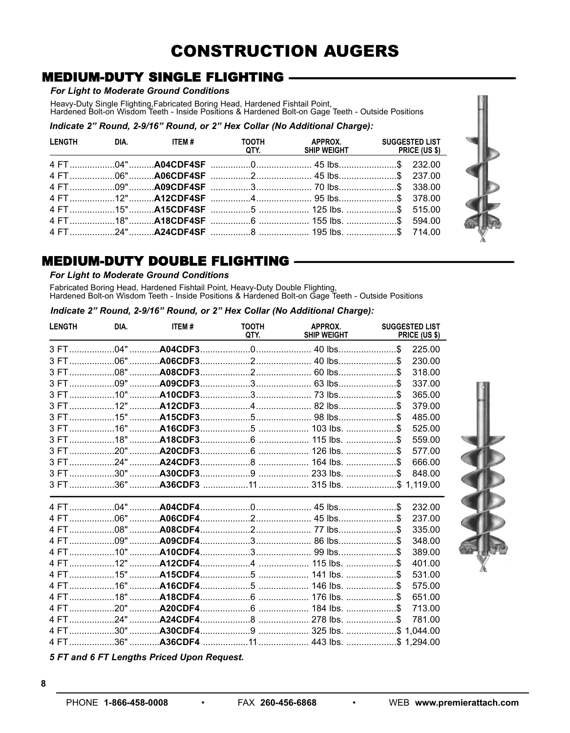# CONSTRUCTION AUGERS

## MEDIUM-DUTY SINGLE FLIGHTING

***For Light to Moderate Ground Conditions***

Heavy-Duty Single Flighting,Fabricated Boring Head, Hardened Fishtail Point,
Hardened Bolt-on Wisdom Teeth - Inside Positions & Hardened Bolt-on Gage Teeth - Outside Positions

***Indicate 2" Round, 2-9/16" Round, or 2" Hex Collar (No Additional Charge):***

| LENGTH | DIA. | ITEM # | TOOTH QTY. | APPROX. SHIP WEIGHT | SUGGESTED LIST PRICE (US $) |
|---|---|---|---|---|---|
| 4 FT | 04" | **A04CDF4SF** | 0 | 45 lbs. | $ 232.00 |
| 4 FT | 06" | **A06CDF4SF** | 2 | 45 lbs. | $ 237.00 |
| 4 FT | 09" | **A09CDF4SF** | 3 | 70 lbs. | $ 338.00 |
| 4 FT | 12" | **A12CDF4SF** | 4 | 95 lbs. | $ 378.00 |
| 4 FT | 15" | **A15CDF4SF** | 5 | 125 lbs. | $ 515.00 |
| 4 FT | 18" | **A18CDF4SF** | 6 | 155 lbs. | $ 594.00 |
| 4 FT | 24" | **A24CDF4SF** | 8 | 195 lbs. | $ 714.00 |

## MEDIUM-DUTY DOUBLE FLIGHTING

***For Light to Moderate Ground Conditions***

Fabricated Boring Head, Hardened Fishtail Point, Heavy-Duty Double Flighting,
Hardened Bolt-on Wisdom Teeth - Inside Positions & Hardened Bolt-on Gage Teeth - Outside Positions

***Indicate 2" Round, 2-9/16" Round, or 2" Hex Collar (No Additional Charge):***

| LENGTH | DIA. | ITEM # | TOOTH QTY. | APPROX. SHIP WEIGHT | SUGGESTED LIST PRICE (US $) |
|---|---|---|---|---|---|
| 3 FT | 04" | **A04CDF3** | 0 | 40 lbs. | $ 225.00 |
| 3 FT | 06" | **A06CDF3** | 2 | 40 lbs. | $ 230.00 |
| 3 FT | 08" | **A08CDF3** | 2 | 60 lbs. | $ 318.00 |
| 3 FT | 09" | **A09CDF3** | 3 | 63 lbs. | $ 337.00 |
| 3 FT | 10" | **A10CDF3** | 3 | 73 lbs. | $ 365.00 |
| 3 FT | 12" | **A12CDF3** | 4 | 82 lbs. | $ 379.00 |
| 3 FT | 15" | **A15CDF3** | 5 | 98 lbs. | $ 485.00 |
| 3 FT | 16" | **A16CDF3** | 5 | 103 lbs. | $ 525.00 |
| 3 FT | 18" | **A18CDF3** | 6 | 115 lbs. | $ 559.00 |
| 3 FT | 20" | **A20CDF3** | 6 | 126 lbs. | $ 577.00 |
| 3 FT | 24" | **A24CDF3** | 8 | 164 lbs. | $ 666.00 |
| 3 FT | 30" | **A30CDF3** | 9 | 233 lbs. | $ 848.00 |
| 3 FT | 36" | **A36CDF3** | 11 | 315 lbs. | $ 1,119.00 |
| 4 FT | 04" | **A04CDF4** | 0 | 45 lbs. | $ 232.00 |
| 4 FT | 06" | **A06CDF4** | 2 | 45 lbs. | $ 237.00 |
| 4 FT | 08" | **A08CDF4** | 2 | 77 lbs. | $ 335.00 |
| 4 FT | 09" | **A09CDF4** | 3 | 86 lbs. | $ 348.00 |
| 4 FT | 10" | **A10CDF4** | 3 | 99 lbs. | $ 389.00 |
| 4 FT | 12" | **A12CDF4** | 4 | 115 lbs. | $ 401.00 |
| 4 FT | 15" | **A15CDF4** | 5 | 141 lbs. | $ 531.00 |
| 4 FT | 16" | **A16CDF4** | 5 | 146 lbs. | $ 575.00 |
| 4 FT | 18" | **A18CDF4** | 6 | 176 lbs. | $ 651.00 |
| 4 FT | 20" | **A20CDF4** | 6 | 184 lbs. | $ 713.00 |
| 4 FT | 24" | **A24CDF4** | 8 | 278 lbs. | $ 781.00 |
| 4 FT | 30" | **A30CDF4** | 9 | 325 lbs. | $ 1,044.00 |
| 4 FT | 36" | **A36CDF4** | 11 | 443 lbs. | $ 1,294.00 |

***5 FT and 6 FT Lengths Priced Upon Request.***

PHONE **1-866-458-0008** • FAX **260-456-6868** • WEB **www.premierattach.com**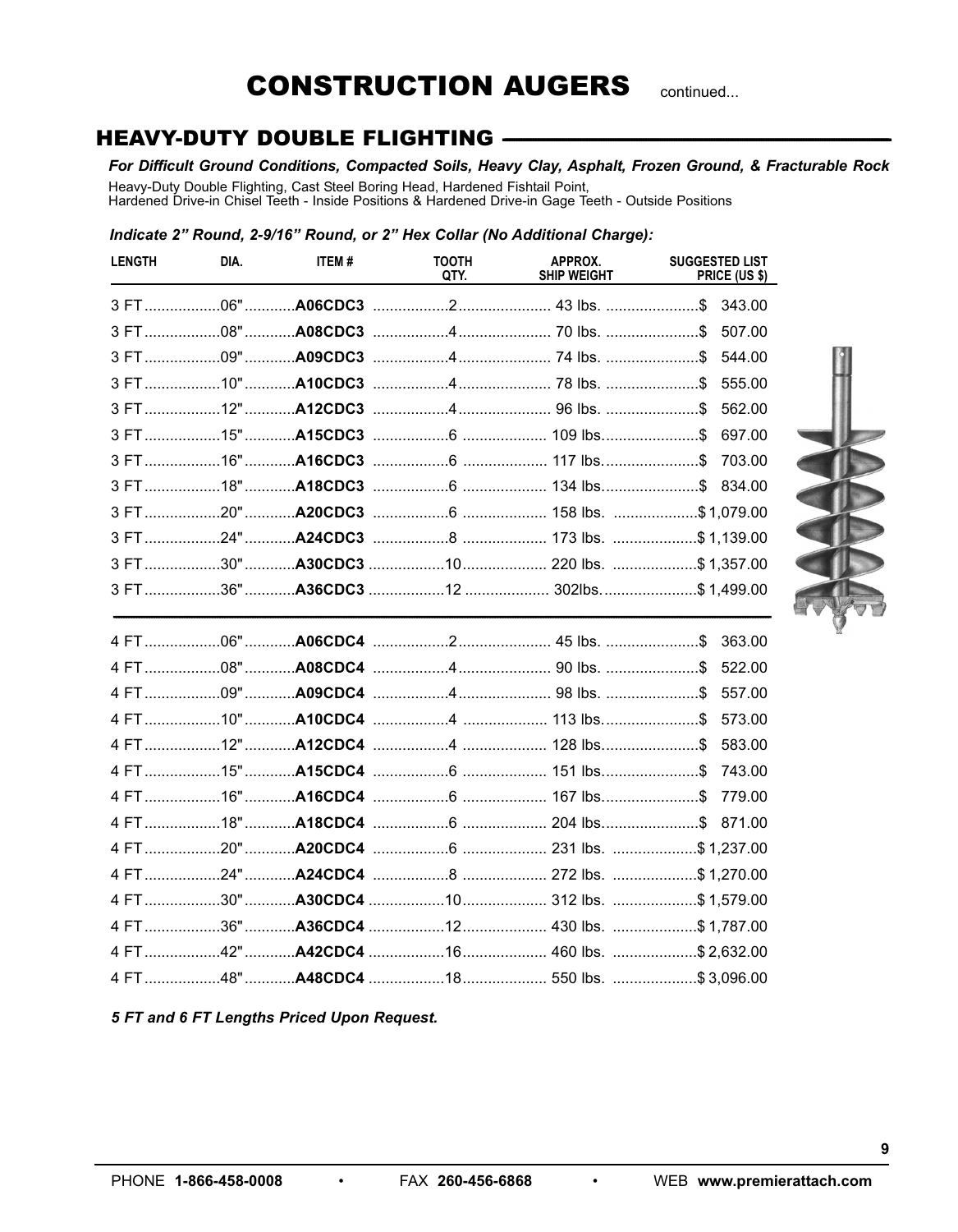# CONSTRUCTION AUGERS continued...

## HEAVY-DUTY DOUBLE FLIGHTING

***For Difficult Ground Conditions, Compacted Soils, Heavy Clay, Asphalt, Frozen Ground, & Fracturable Rock***

Heavy-Duty Double Flighting, Cast Steel Boring Head, Hardened Fishtail Point,
Hardened Drive-in Chisel Teeth - Inside Positions & Hardened Drive-in Gage Teeth - Outside Positions

***Indicate 2" Round, 2-9/16" Round, or 2" Hex Collar (No Additional Charge):***

| LENGTH | DIA. | ITEM # | TOOTH QTY. | APPROX. SHIP WEIGHT | SUGGESTED LIST PRICE (US $) |
|---|---|---|---|---|---|
| 3 FT | 06" | **A06CDC3** | 2 | 43 lbs. | $ 343.00 |
| 3 FT | 08" | **A08CDC3** | 4 | 70 lbs. | $ 507.00 |
| 3 FT | 09" | **A09CDC3** | 4 | 74 lbs. | $ 544.00 |
| 3 FT | 10" | **A10CDC3** | 4 | 78 lbs. | $ 555.00 |
| 3 FT | 12" | **A12CDC3** | 4 | 96 lbs. | $ 562.00 |
| 3 FT | 15" | **A15CDC3** | 6 | 109 lbs. | $ 697.00 |
| 3 FT | 16" | **A16CDC3** | 6 | 117 lbs. | $ 703.00 |
| 3 FT | 18" | **A18CDC3** | 6 | 134 lbs. | $ 834.00 |
| 3 FT | 20" | **A20CDC3** | 6 | 158 lbs. | $ 1,079.00 |
| 3 FT | 24" | **A24CDC3** | 8 | 173 lbs. | $ 1,139.00 |
| 3 FT | 30" | **A30CDC3** | 10 | 220 lbs. | $ 1,357.00 |
| 3 FT | 36" | **A36CDC3** | 12 | 302lbs. | $ 1,499.00 |
| 4 FT | 06" | **A06CDC4** | 2 | 45 lbs. | $ 363.00 |
| 4 FT | 08" | **A08CDC4** | 4 | 90 lbs. | $ 522.00 |
| 4 FT | 09" | **A09CDC4** | 4 | 98 lbs. | $ 557.00 |
| 4 FT | 10" | **A10CDC4** | 4 | 113 lbs. | $ 573.00 |
| 4 FT | 12" | **A12CDC4** | 4 | 128 lbs. | $ 583.00 |
| 4 FT | 15" | **A15CDC4** | 6 | 151 lbs. | $ 743.00 |
| 4 FT | 16" | **A16CDC4** | 6 | 167 lbs. | $ 779.00 |
| 4 FT | 18" | **A18CDC4** | 6 | 204 lbs. | $ 871.00 |
| 4 FT | 20" | **A20CDC4** | 6 | 231 lbs. | $ 1,237.00 |
| 4 FT | 24" | **A24CDC4** | 8 | 272 lbs. | $ 1,270.00 |
| 4 FT | 30" | **A30CDC4** | 10 | 312 lbs. | $ 1,579.00 |
| 4 FT | 36" | **A36CDC4** | 12 | 430 lbs. | $ 1,787.00 |
| 4 FT | 42" | **A42CDC4** | 16 | 460 lbs. | $ 2,632.00 |
| 4 FT | 48" | **A48CDC4** | 18 | 550 lbs. | $ 3,096.00 |

***5 FT and 6 FT Lengths Priced Upon Request.***

PHONE **1-866-458-0008** • FAX **260-456-6868** • WEB **www.premierattach.com**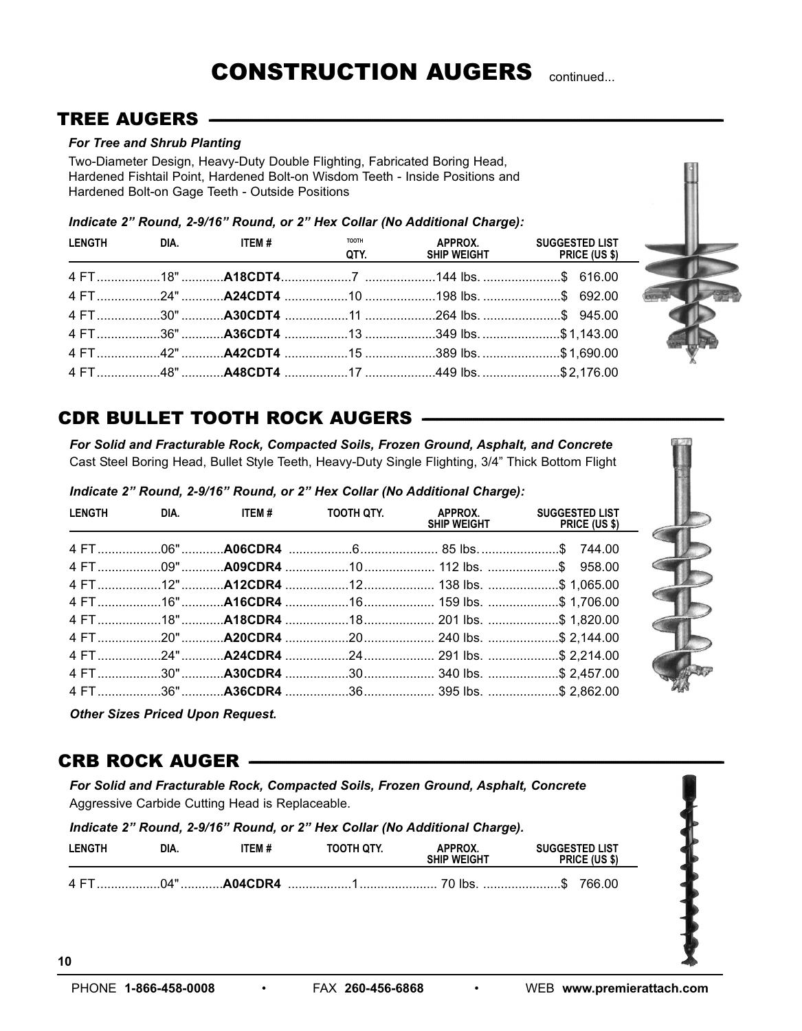# CONSTRUCTION AUGERS continued...

## TREE AUGERS

***For Tree and Shrub Planting***

Two-Diameter Design, Heavy-Duty Double Flighting, Fabricated Boring Head, Hardened Fishtail Point, Hardened Bolt-on Wisdom Teeth - Inside Positions and Hardened Bolt-on Gage Teeth - Outside Positions

***Indicate 2" Round, 2-9/16" Round, or 2" Hex Collar (No Additional Charge):***

| LENGTH | DIA. | ITEM # | TOOTH QTY. | APPROX. SHIP WEIGHT | SUGGESTED LIST PRICE (US $) |
|---|---|---|---|---|---|
| 4 FT | 18" | **A18CDT4** | 7 | 144 lbs. | $ 616.00 |
| 4 FT | 24" | **A24CDT4** | 10 | 198 lbs. | $ 692.00 |
| 4 FT | 30" | **A30CDT4** | 11 | 264 lbs. | $ 945.00 |
| 4 FT | 36" | **A36CDT4** | 13 | 349 lbs. | $ 1,143.00 |
| 4 FT | 42" | **A42CDT4** | 15 | 389 lbs. | $ 1,690.00 |
| 4 FT | 48" | **A48CDT4** | 17 | 449 lbs. | $ 2,176.00 |

## CDR BULLET TOOTH ROCK AUGERS

***For Solid and Fracturable Rock, Compacted Soils, Frozen Ground, Asphalt, and Concrete***

Cast Steel Boring Head, Bullet Style Teeth, Heavy-Duty Single Flighting, 3/4" Thick Bottom Flight

***Indicate 2" Round, 2-9/16" Round, or 2" Hex Collar (No Additional Charge):***

| LENGTH | DIA. | ITEM # | TOOTH QTY. | APPROX. SHIP WEIGHT | SUGGESTED LIST PRICE (US $) |
|---|---|---|---|---|---|
| 4 FT | 06" | **A06CDR4** | 6 | 85 lbs. | $ 744.00 |
| 4 FT | 09" | **A09CDR4** | 10 | 112 lbs. | $ 958.00 |
| 4 FT | 12" | **A12CDR4** | 12 | 138 lbs. | $ 1,065.00 |
| 4 FT | 16" | **A16CDR4** | 16 | 159 lbs. | $ 1,706.00 |
| 4 FT | 18" | **A18CDR4** | 18 | 201 lbs. | $ 1,820.00 |
| 4 FT | 20" | **A20CDR4** | 20 | 240 lbs. | $ 2,144.00 |
| 4 FT | 24" | **A24CDR4** | 24 | 291 lbs. | $ 2,214.00 |
| 4 FT | 30" | **A30CDR4** | 30 | 340 lbs. | $ 2,457.00 |
| 4 FT | 36" | **A36CDR4** | 36 | 395 lbs. | $ 2,862.00 |

***Other Sizes Priced Upon Request.***

## CRB ROCK AUGER

***For Solid and Fracturable Rock, Compacted Soils, Frozen Ground, Asphalt, Concrete***

Aggressive Carbide Cutting Head is Replaceable.

***Indicate 2" Round, 2-9/16" Round, or 2" Hex Collar (No Additional Charge).***

| LENGTH | DIA. | ITEM # | TOOTH QTY. | APPROX. SHIP WEIGHT | SUGGESTED LIST PRICE (US $) |
|---|---|---|---|---|---|
| 4 FT | 04" | **A04CDR4** | 1 | 70 lbs. | $ 766.00 |

PHONE **1-866-458-0008** • FAX **260-456-6868** • WEB **www.premierattach.com**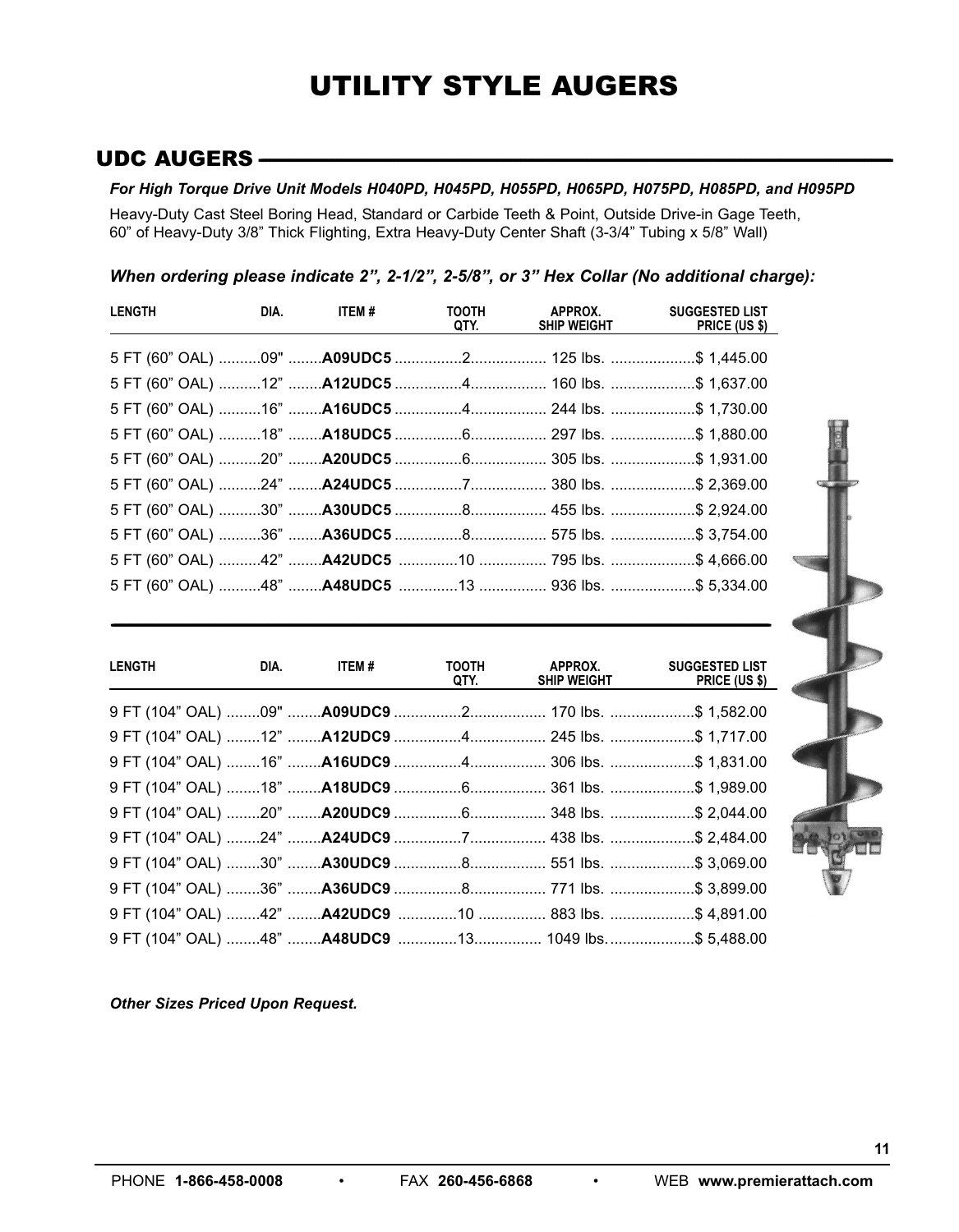# UTILITY STYLE AUGERS

## UDC AUGERS

***For High Torque Drive Unit Models H040PD, H045PD, H055PD, H065PD, H075PD, H085PD, and H095PD***

Heavy-Duty Cast Steel Boring Head, Standard or Carbide Teeth & Point, Outside Drive-in Gage Teeth, 60" of Heavy-Duty 3/8" Thick Flighting, Extra Heavy-Duty Center Shaft (3-3/4" Tubing x 5/8" Wall)

***When ordering please indicate 2", 2-1/2", 2-5/8", or 3" Hex Collar (No additional charge):***

| LENGTH | DIA. | ITEM # | TOOTH QTY. | APPROX. SHIP WEIGHT | SUGGESTED LIST PRICE (US $) |
|---|---|---|---|---|---|
| 5 FT (60" OAL) | 09" | **A09UDC5** | 2 | 125 lbs. | $ 1,445.00 |
| 5 FT (60" OAL) | 12" | **A12UDC5** | 4 | 160 lbs. | $ 1,637.00 |
| 5 FT (60" OAL) | 16" | **A16UDC5** | 4 | 244 lbs. | $ 1,730.00 |
| 5 FT (60" OAL) | 18" | **A18UDC5** | 6 | 297 lbs. | $ 1,880.00 |
| 5 FT (60" OAL) | 20" | **A20UDC5** | 6 | 305 lbs. | $ 1,931.00 |
| 5 FT (60" OAL) | 24" | **A24UDC5** | 7 | 380 lbs. | $ 2,369.00 |
| 5 FT (60" OAL) | 30" | **A30UDC5** | 8 | 455 lbs. | $ 2,924.00 |
| 5 FT (60" OAL) | 36" | **A36UDC5** | 8 | 575 lbs. | $ 3,754.00 |
| 5 FT (60" OAL) | 42" | **A42UDC5** | 10 | 795 lbs. | $ 4,666.00 |
| 5 FT (60" OAL) | 48" | **A48UDC5** | 13 | 936 lbs. | $ 5,334.00 |

| LENGTH | DIA. | ITEM # | TOOTH QTY. | APPROX. SHIP WEIGHT | SUGGESTED LIST PRICE (US $) |
|---|---|---|---|---|---|
| 9 FT (104" OAL) | 09" | **A09UDC9** | 2 | 170 lbs. | $ 1,582.00 |
| 9 FT (104" OAL) | 12" | **A12UDC9** | 4 | 245 lbs. | $ 1,717.00 |
| 9 FT (104" OAL) | 16" | **A16UDC9** | 4 | 306 lbs. | $ 1,831.00 |
| 9 FT (104" OAL) | 18" | **A18UDC9** | 6 | 361 lbs. | $ 1,989.00 |
| 9 FT (104" OAL) | 20" | **A20UDC9** | 6 | 348 lbs. | $ 2,044.00 |
| 9 FT (104" OAL) | 24" | **A24UDC9** | 7 | 438 lbs. | $ 2,484.00 |
| 9 FT (104" OAL) | 30" | **A30UDC9** | 8 | 551 lbs. | $ 3,069.00 |
| 9 FT (104" OAL) | 36" | **A36UDC9** | 8 | 771 lbs. | $ 3,899.00 |
| 9 FT (104" OAL) | 42" | **A42UDC9** | 10 | 883 lbs. | $ 4,891.00 |
| 9 FT (104" OAL) | 48" | **A48UDC9** | 13 | 1049 lbs. | $ 5,488.00 |

***Other Sizes Priced Upon Request.***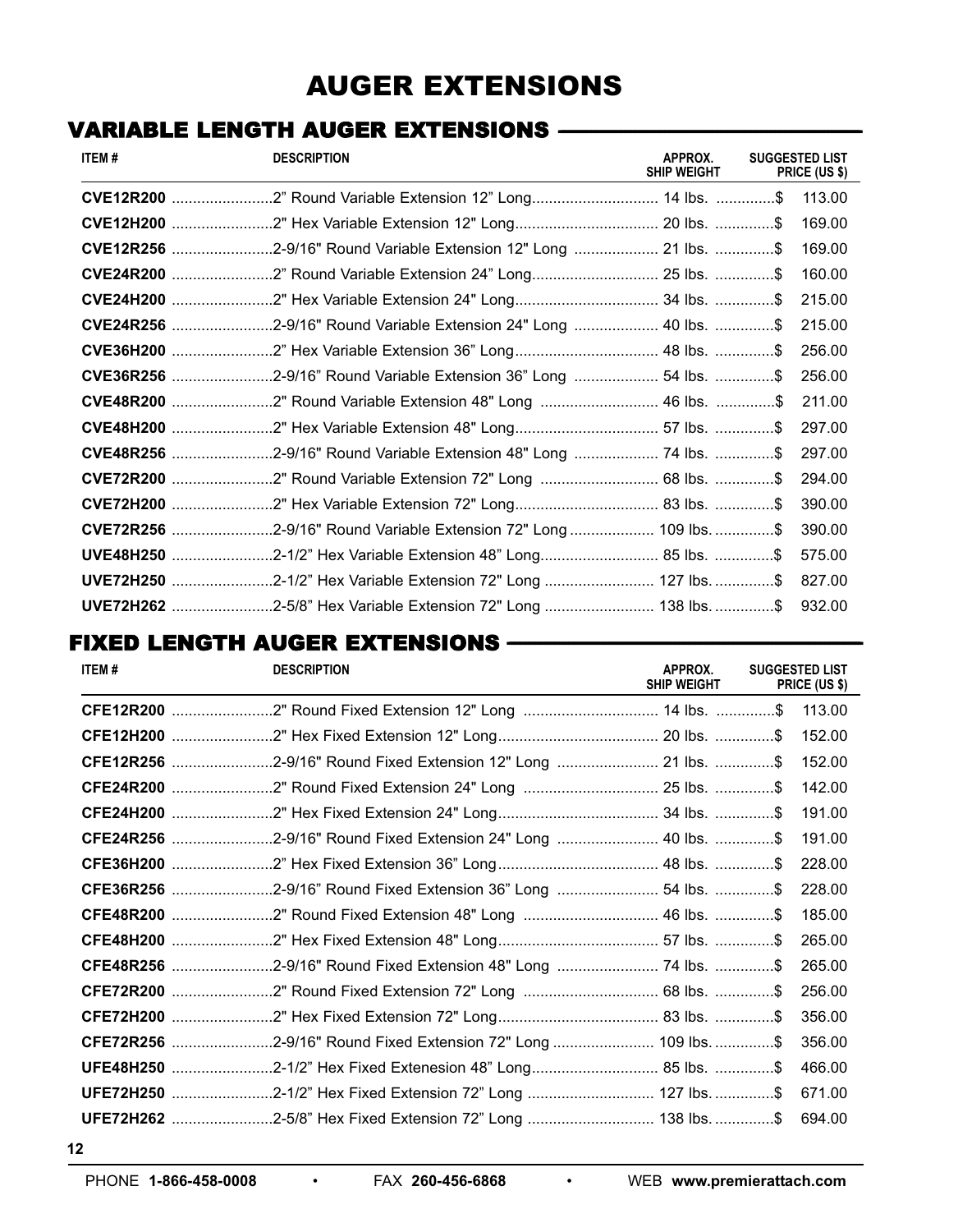# AUGER EXTENSIONS

## VARIABLE LENGTH AUGER EXTENSIONS

| ITEM # | DESCRIPTION | APPROX. SHIP WEIGHT | SUGGESTED LIST PRICE (US $) |
|---|---|---|---|
| **CVE12R200** | 2" Round Variable Extension 12" Long | 14 lbs. | $ 113.00 |
| **CVE12H200** | 2" Hex Variable Extension 12" Long | 20 lbs. | $ 169.00 |
| **CVE12R256** | 2-9/16" Round Variable Extension 12" Long | 21 lbs. | $ 169.00 |
| **CVE24R200** | 2" Round Variable Extension 24" Long | 25 lbs. | $ 160.00 |
| **CVE24H200** | 2" Hex Variable Extension 24" Long | 34 lbs. | $ 215.00 |
| **CVE24R256** | 2-9/16" Round Variable Extension 24" Long | 40 lbs. | $ 215.00 |
| **CVE36H200** | 2" Hex Variable Extension 36" Long | 48 lbs. | $ 256.00 |
| **CVE36R256** | 2-9/16" Round Variable Extension 36" Long | 54 lbs. | $ 256.00 |
| **CVE48R200** | 2" Round Variable Extension 48" Long | 46 lbs. | $ 211.00 |
| **CVE48H200** | 2" Hex Variable Extension 48" Long | 57 lbs. | $ 297.00 |
| **CVE48R256** | 2-9/16" Round Variable Extension 48" Long | 74 lbs. | $ 297.00 |
| **CVE72R200** | 2" Round Variable Extension 72" Long | 68 lbs. | $ 294.00 |
| **CVE72H200** | 2" Hex Variable Extension 72" Long | 83 lbs. | $ 390.00 |
| **CVE72R256** | 2-9/16" Round Variable Extension 72" Long | 109 lbs. | $ 390.00 |
| **UVE48H250** | 2-1/2" Hex Variable Extension 48" Long | 85 lbs. | $ 575.00 |
| **UVE72H250** | 2-1/2" Hex Variable Extension 72" Long | 127 lbs. | $ 827.00 |
| **UVE72H262** | 2-5/8" Hex Variable Extension 72" Long | 138 lbs. | $ 932.00 |

## FIXED LENGTH AUGER EXTENSIONS

| ITEM # | DESCRIPTION | APPROX. SHIP WEIGHT | SUGGESTED LIST PRICE (US $) |
|---|---|---|---|
| **CFE12R200** | 2" Round Fixed Extension 12" Long | 14 lbs. | $ 113.00 |
| **CFE12H200** | 2" Hex Fixed Extension 12" Long | 20 lbs. | $ 152.00 |
| **CFE12R256** | 2-9/16" Round Fixed Extension 12" Long | 21 lbs. | $ 152.00 |
| **CFE24R200** | 2" Round Fixed Extension 24" Long | 25 lbs. | $ 142.00 |
| **CFE24H200** | 2" Hex Fixed Extension 24" Long | 34 lbs. | $ 191.00 |
| **CFE24R256** | 2-9/16" Round Fixed Extension 24" Long | 40 lbs. | $ 191.00 |
| **CFE36H200** | 2" Hex Fixed Extension 36" Long | 48 lbs. | $ 228.00 |
| **CFE36R256** | 2-9/16" Round Fixed Extension 36" Long | 54 lbs. | $ 228.00 |
| **CFE48R200** | 2" Round Fixed Extension 48" Long | 46 lbs. | $ 185.00 |
| **CFE48H200** | 2" Hex Fixed Extension 48" Long | 57 lbs. | $ 265.00 |
| **CFE48R256** | 2-9/16" Round Fixed Extension 48" Long | 74 lbs. | $ 265.00 |
| **CFE72R200** | 2" Round Fixed Extension 72" Long | 68 lbs. | $ 256.00 |
| **CFE72H200** | 2" Hex Fixed Extension 72" Long | 83 lbs. | $ 356.00 |
| **CFE72R256** | 2-9/16" Round Fixed Extension 72" Long | 109 lbs. | $ 356.00 |
| **UFE48H250** | 2-1/2" Hex Fixed Extenesion 48" Long | 85 lbs. | $ 466.00 |
| **UFE72H250** | 2-1/2" Hex Fixed Extension 72" Long | 127 lbs. | $ 671.00 |
| **UFE72H262** | 2-5/8" Hex Fixed Extension 72" Long | 138 lbs. | $ 694.00 |

PHONE **1-866-458-0008** • FAX **260-456-6868** • WEB **www.premierattach.com**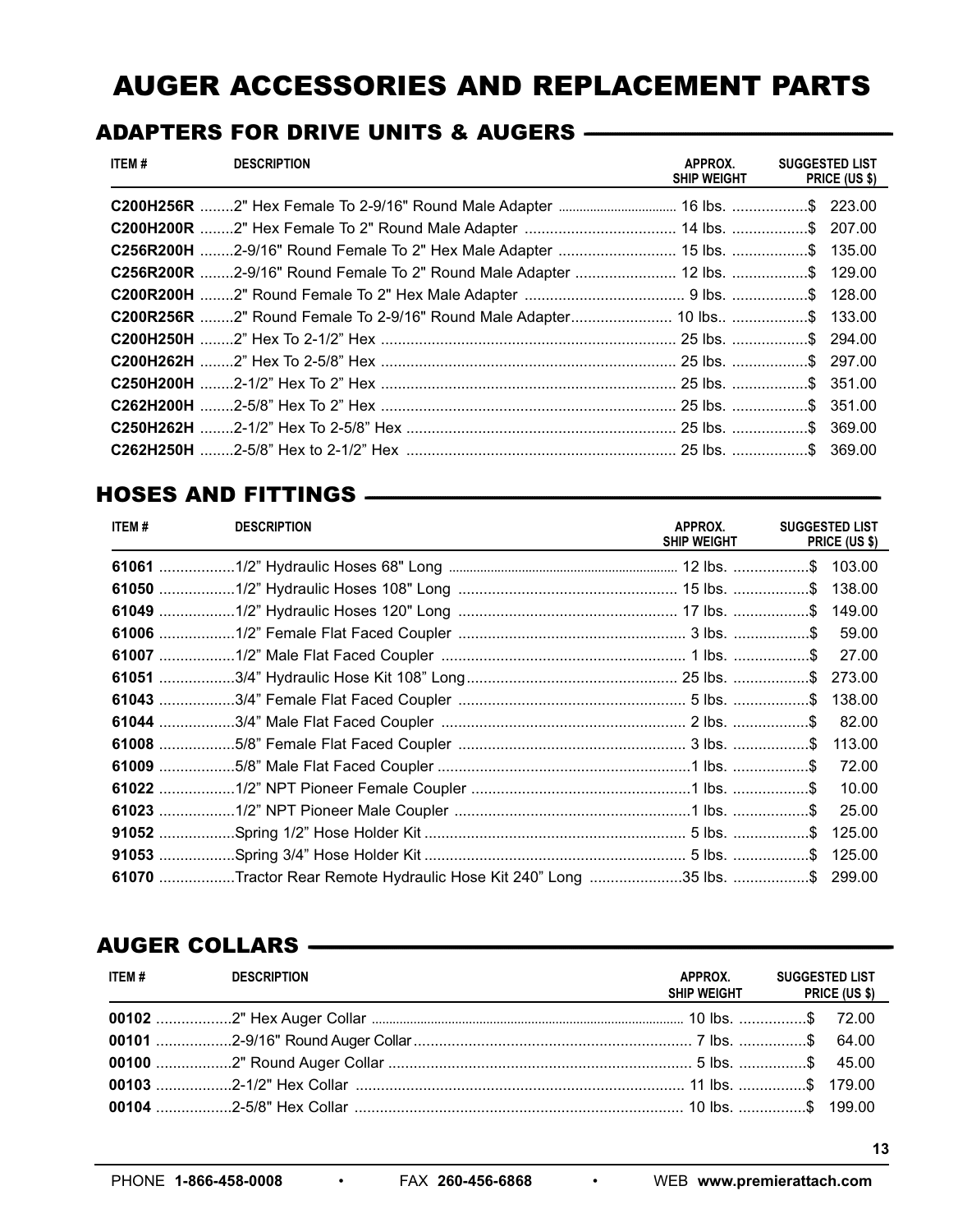# AUGER ACCESSORIES AND REPLACEMENT PARTS

## ADAPTERS FOR DRIVE UNITS & AUGERS

| ITEM # | DESCRIPTION | APPROX. SHIP WEIGHT | SUGGESTED LIST PRICE (US $) |
|---|---|---|---|
| **C200H256R** | 2" Hex Female To 2-9/16" Round Male Adapter | 16 lbs. | $ 223.00 |
| **C200H200R** | 2" Hex Female To 2" Round Male Adapter | 14 lbs. | $ 207.00 |
| **C256R200H** | 2-9/16" Round Female To 2" Hex Male Adapter | 15 lbs. | $ 135.00 |
| **C256R200R** | 2-9/16" Round Female To 2" Round Male Adapter | 12 lbs. | $ 129.00 |
| **C200R200H** | 2" Round Female To 2" Hex Male Adapter | 9 lbs. | $ 128.00 |
| **C200R256R** | 2" Round Female To 2-9/16" Round Male Adapter | 10 lbs.. | $ 133.00 |
| **C200H250H** | 2" Hex To 2-1/2" Hex | 25 lbs. | $ 294.00 |
| **C200H262H** | 2" Hex To 2-5/8" Hex | 25 lbs. | $ 297.00 |
| **C250H200H** | 2-1/2" Hex To 2" Hex | 25 lbs. | $ 351.00 |
| **C262H200H** | 2-5/8" Hex To 2" Hex | 25 lbs. | $ 351.00 |
| **C250H262H** | 2-1/2" Hex To 2-5/8" Hex | 25 lbs. | $ 369.00 |
| **C262H250H** | 2-5/8" Hex to 2-1/2" Hex | 25 lbs. | $ 369.00 |

## HOSES AND FITTINGS

| ITEM # | DESCRIPTION | APPROX. SHIP WEIGHT | SUGGESTED LIST PRICE (US $) |
|---|---|---|---|
| **61061** | 1/2" Hydraulic Hoses 68" Long | 12 lbs. | $ 103.00 |
| **61050** | 1/2" Hydraulic Hoses 108" Long | 15 lbs. | $ 138.00 |
| **61049** | 1/2" Hydraulic Hoses 120" Long | 17 lbs. | $ 149.00 |
| **61006** | 1/2" Female Flat Faced Coupler | 3 lbs. | $ 59.00 |
| **61007** | 1/2" Male Flat Faced Coupler | 1 lbs. | $ 27.00 |
| **61051** | 3/4" Hydraulic Hose Kit 108" Long | 25 lbs. | $ 273.00 |
| **61043** | 3/4" Female Flat Faced Coupler | 5 lbs. | $ 138.00 |
| **61044** | 3/4" Male Flat Faced Coupler | 2 lbs. | $ 82.00 |
| **61008** | 5/8" Female Flat Faced Coupler | 3 lbs. | $ 113.00 |
| **61009** | 5/8" Male Flat Faced Coupler | 1 lbs. | $ 72.00 |
| **61022** | 1/2" NPT Pioneer Female Coupler | 1 lbs. | $ 10.00 |
| **61023** | 1/2" NPT Pioneer Male Coupler | 1 lbs. | $ 25.00 |
| **91052** | Spring 1/2" Hose Holder Kit | 5 lbs. | $ 125.00 |
| **91053** | Spring 3/4" Hose Holder Kit | 5 lbs. | $ 125.00 |
| **61070** | Tractor Rear Remote Hydraulic Hose Kit 240" Long | 35 lbs. | $ 299.00 |

## AUGER COLLARS

| ITEM # | DESCRIPTION | APPROX. SHIP WEIGHT | SUGGESTED LIST PRICE (US $) |
|---|---|---|---|
| **00102** | 2" Hex Auger Collar | 10 lbs. | $ 72.00 |
| **00101** | 2-9/16" Round Auger Collar | 7 lbs. | $ 64.00 |
| **00100** | 2" Round Auger Collar | 5 lbs. | $ 45.00 |
| **00103** | 2-1/2" Hex Collar | 11 lbs. | $ 179.00 |
| **00104** | 2-5/8" Hex Collar | 10 lbs. | $ 199.00 |

PHONE **1-866-458-0008** • FAX **260-456-6868** • WEB **www.premierattach.com**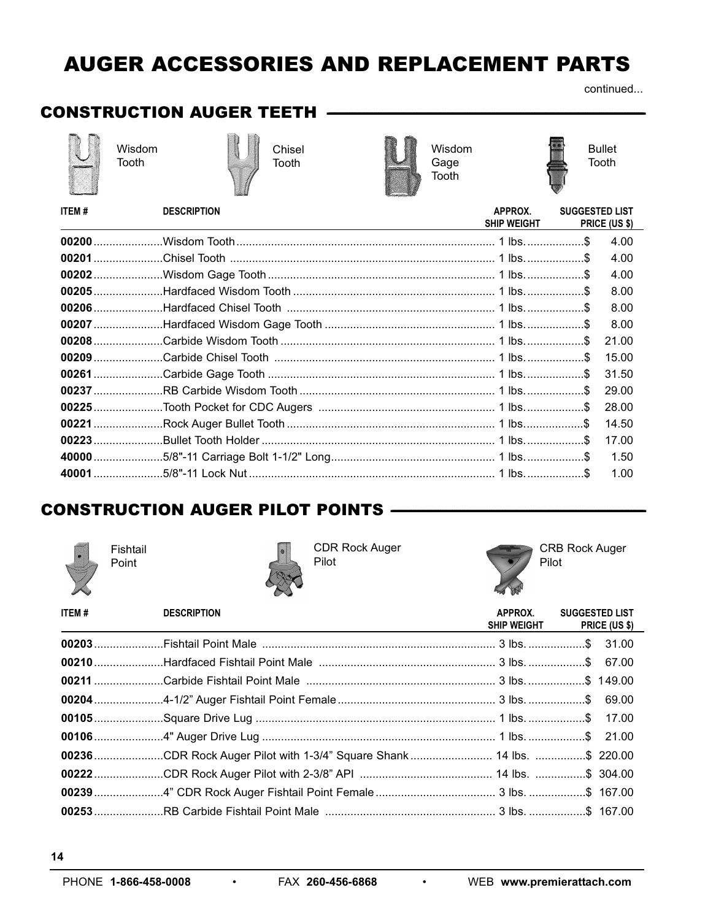# AUGER ACCESSORIES AND REPLACEMENT PARTS

continued...

## CONSTRUCTION AUGER TEETH

Wisdom Tooth — Chisel Tooth — Wisdom Gage Tooth — Bullet Tooth

| ITEM # | DESCRIPTION | APPROX. SHIP WEIGHT | SUGGESTED LIST PRICE (US $) |
|---|---|---|---|
| **00200** | Wisdom Tooth | 1 lbs. | $ 4.00 |
| **00201** | Chisel Tooth | 1 lbs. | $ 4.00 |
| **00202** | Wisdom Gage Tooth | 1 lbs. | $ 4.00 |
| **00205** | Hardfaced Wisdom Tooth | 1 lbs. | $ 8.00 |
| **00206** | Hardfaced Chisel Tooth | 1 lbs. | $ 8.00 |
| **00207** | Hardfaced Wisdom Gage Tooth | 1 lbs. | $ 8.00 |
| **00208** | Carbide Wisdom Tooth | 1 lbs. | $ 21.00 |
| **00209** | Carbide Chisel Tooth | 1 lbs. | $ 15.00 |
| **00261** | Carbide Gage Tooth | 1 lbs. | $ 31.50 |
| **00237** | RB Carbide Wisdom Tooth | 1 lbs. | $ 29.00 |
| **00225** | Tooth Pocket for CDC Augers | 1 lbs. | $ 28.00 |
| **00221** | Rock Auger Bullet Tooth | 1 lbs. | $ 14.50 |
| **00223** | Bullet Tooth Holder | 1 lbs. | $ 17.00 |
| **40000** | 5/8"-11 Carriage Bolt 1-1/2" Long | 1 lbs. | $ 1.50 |
| **40001** | 5/8"-11 Lock Nut | 1 lbs. | $ 1.00 |

## CONSTRUCTION AUGER PILOT POINTS

Fishtail Point — CDR Rock Auger Pilot — CRB Rock Auger Pilot

| ITEM # | DESCRIPTION | APPROX. SHIP WEIGHT | SUGGESTED LIST PRICE (US $) |
|---|---|---|---|
| **00203** | Fishtail Point Male | 3 lbs. | $ 31.00 |
| **00210** | Hardfaced Fishtail Point Male | 3 lbs. | $ 67.00 |
| **00211** | Carbide Fishtail Point Male | 3 lbs. | $ 149.00 |
| **00204** | 4-1/2" Auger Fishtail Point Female | 3 lbs. | $ 69.00 |
| **00105** | Square Drive Lug | 1 lbs. | $ 17.00 |
| **00106** | 4" Auger Drive Lug | 1 lbs. | $ 21.00 |
| **00236** | CDR Rock Auger Pilot with 1-3/4" Square Shank | 14 lbs. | $ 220.00 |
| **00222** | CDR Rock Auger Pilot with 2-3/8" API | 14 lbs. | $ 304.00 |
| **00239** | 4" CDR Rock Auger Fishtail Point Female | 3 lbs. | $ 167.00 |
| **00253** | RB Carbide Fishtail Point Male | 3 lbs. | $ 167.00 |

PHONE **1-866-458-0008** • FAX **260-456-6868** • WEB **www.premierattach.com**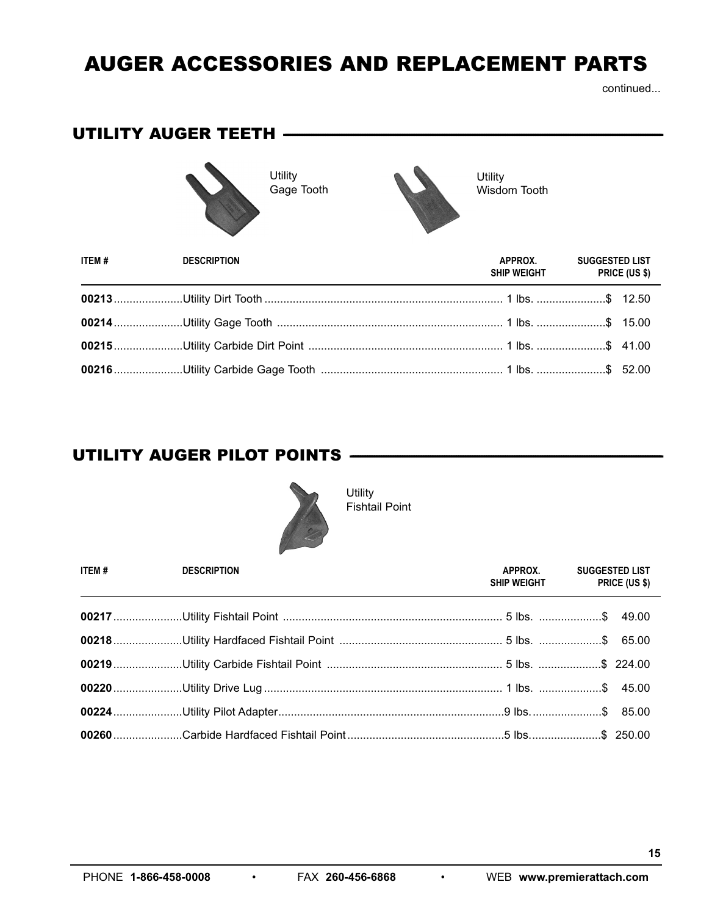# AUGER ACCESSORIES AND REPLACEMENT PARTS

continued...

## UTILITY AUGER TEETH

Utility Gage Tooth

Utility Wisdom Tooth

| ITEM # | DESCRIPTION | APPROX. SHIP WEIGHT | SUGGESTED LIST PRICE (US $) |
|---|---|---|---|
| **00213** | Utility Dirt Tooth | 1 lbs. | $ 12.50 |
| **00214** | Utility Gage Tooth | 1 lbs. | $ 15.00 |
| **00215** | Utility Carbide Dirt Point | 1 lbs. | $ 41.00 |
| **00216** | Utility Carbide Gage Tooth | 1 lbs. | $ 52.00 |

## UTILITY AUGER PILOT POINTS

Utility Fishtail Point

| ITEM # | DESCRIPTION | APPROX. SHIP WEIGHT | SUGGESTED LIST PRICE (US $) |
|---|---|---|---|
| **00217** | Utility Fishtail Point | 5 lbs. | $ 49.00 |
| **00218** | Utility Hardfaced Fishtail Point | 5 lbs. | $ 65.00 |
| **00219** | Utility Carbide Fishtail Point | 5 lbs. | $ 224.00 |
| **00220** | Utility Drive Lug | 1 lbs. | $ 45.00 |
| **00224** | Utility Pilot Adapter | 9 lbs. | $ 85.00 |
| **00260** | Carbide Hardfaced Fishtail Point | 5 lbs. | $ 250.00 |

PHONE **1-866-458-0008** • FAX **260-456-6868** • WEB **www.premierattach.com**